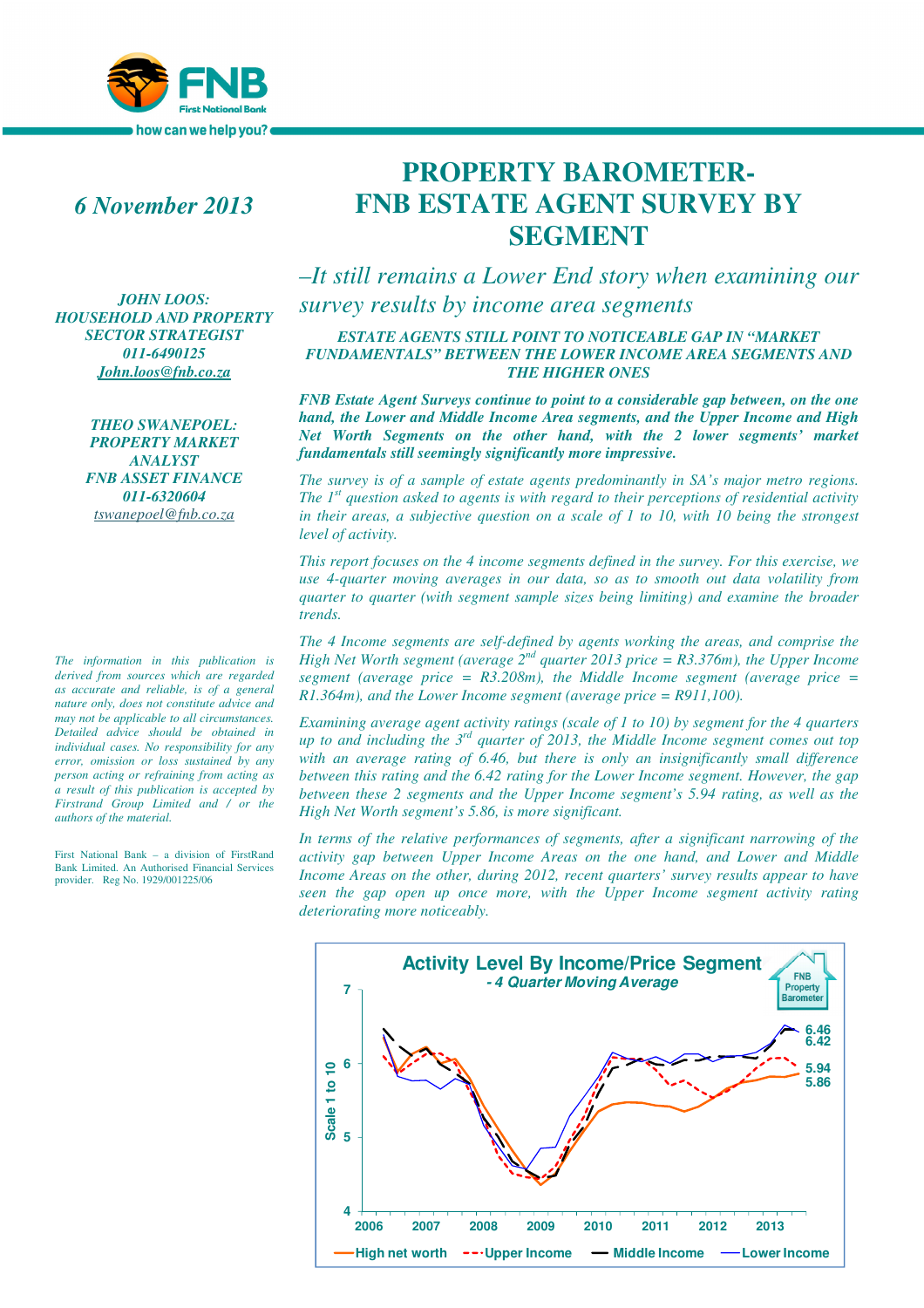FNB

First National Bank

how can we help you?

*6 November 2013*

# PROPERTY BAROMETER- FNB ESTATE AGENT SURVEY BY SEGMENT

## *–It still remains a Lower End story when examining our survey results by income area segments*

### *ESTATE AGENTS STILL POINT TO NOTICEABLE GAP IN "MARKET FUNDAMENTALS" BETWEEN THE LOWER INCOME AREA SEGMENTS AND THE HIGHER ONES*

***JOHN LOOS: HOUSEHOLD AND PROPERTY SECTOR STRATEGIST***
***011-6490125***
***John.loos@fnb.co.za***

***THEO SWANEPOEL: PROPERTY MARKET ANALYST***
***FNB ASSET FINANCE***
***011-6320604***
***tswanepoel@fnb.co.za***

*The information in this publication is derived from sources which are regarded as accurate and reliable, is of a general nature only, does not constitute advice and may not be applicable to all circumstances. Detailed advice should be obtained in individual cases. No responsibility for any error, omission or loss sustained by any person acting or refraining from acting as a result of this publication is accepted by Firstrand Group Limited and / or the authors of the material.*

First National Bank – a division of FirstRand Bank Limited. An Authorised Financial Services provider. Reg No. 1929/001225/06

***FNB Estate Agent Surveys continue to point to a considerable gap between, on the one hand, the Lower and Middle Income Area segments, and the Upper Income and High Net Worth Segments on the other hand, with the 2 lower segments' market fundamentals still seemingly significantly more impressive.***

*The survey is of a sample of estate agents predominantly in SA's major metro regions. The 1st question asked to agents is with regard to their perceptions of residential activity in their areas, a subjective question on a scale of 1 to 10, with 10 being the strongest level of activity.*

*This report focuses on the 4 income segments defined in the survey. For this exercise, we use 4-quarter moving averages in our data, so as to smooth out data volatility from quarter to quarter (with segment sample sizes being limiting) and examine the broader trends.*

*The 4 Income segments are self-defined by agents working the areas, and comprise the High Net Worth segment (average 2nd quarter 2013 price = R3.376m), the Upper Income segment (average price = R3.208m), the Middle Income segment (average price = R1.364m), and the Lower Income segment (average price = R911,100).*

*Examining average agent activity ratings (scale of 1 to 10) by segment for the 4 quarters up to and including the 3rd quarter of 2013, the Middle Income segment comes out top with an average rating of 6.46, but there is only an insignificantly small difference between this rating and the 6.42 rating for the Lower Income segment. However, the gap between these 2 segments and the Upper Income segment's 5.94 rating, as well as the High Net Worth segment's 5.86, is more significant.*

*In terms of the relative performances of segments, after a significant narrowing of the activity gap between Upper Income Areas on the one hand, and Lower and Middle Income Areas on the other, during 2012, recent quarters' survey results appear to have seen the gap open up once more, with the Upper Income segment activity rating deteriorating more noticeably.*

**Activity Level By Income/Price Segment**
*- 4 Quarter Moving Average*

FNB Property Barometer

Scale 1 to 10 (4–7); 2006–2013. End values: 6.46, 6.42, 5.94, 5.86

High net worth | Upper Income | Middle Income | Lower Income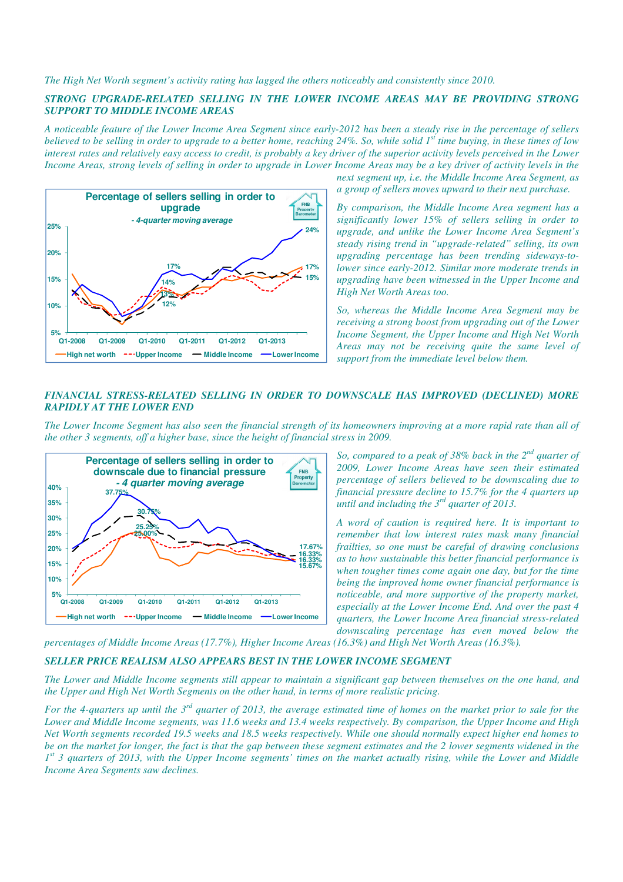*The High Net Worth segment's activity rating has lagged the others noticeably and consistently since 2010.*

***STRONG UPGRADE-RELATED SELLING IN THE LOWER INCOME AREAS MAY BE PROVIDING STRONG SUPPORT TO MIDDLE INCOME AREAS***

*A noticeable feature of the Lower Income Area Segment since early-2012 has been a steady rise in the percentage of sellers believed to be selling in order to upgrade to a better home, reaching 24%. So, while solid 1st time buying, in these times of low interest rates and relatively easy access to credit, is probably a key driver of the superior activity levels perceived in the Lower Income Areas, strong levels of selling in order to upgrade in Lower Income Areas may be a key driver of activity levels in the next segment up, i.e. the Middle Income Area Segment, as a group of sellers moves upward to their next purchase.*

*By comparison, the Middle Income Area segment has a significantly lower 15% of sellers selling in order to upgrade, and unlike the Lower Income Area Segment's steady rising trend in "upgrade-related" selling, its own upgrading percentage has been trending sideways-to-lower since early-2012. Similar more moderate trends in upgrading have been witnessed in the Upper Income and High Net Worth Areas too.*

*So, whereas the Middle Income Area Segment may be receiving a strong boost from upgrading out of the Lower Income Segment, the Upper Income and High Net Worth Areas may not be receiving quite the same level of support from the immediate level below them.*

***FINANCIAL STRESS-RELATED SELLING IN ORDER TO DOWNSCALE HAS IMPROVED (DECLINED) MORE RAPIDLY AT THE LOWER END***

*The Lower Income Segment has also seen the financial strength of its homeowners improving at a more rapid rate than all of the other 3 segments, off a higher base, since the height of financial stress in 2009.*

*So, compared to a peak of 38% back in the 2nd quarter of 2009, Lower Income Areas have seen their estimated percentage of sellers believed to be downscaling due to financial pressure decline to 15.7% for the 4 quarters up until and including the 3rd quarter of 2013.*

*A word of caution is required here. It is important to remember that low interest rates mask many financial frailties, so one must be careful of drawing conclusions as to how sustainable this better financial performance is when tougher times come again one day, but for the time being the improved home owner financial performance is noticeable, and more supportive of the property market, especially at the Lower Income End. And over the past 4 quarters, the Lower Income Area financial stress-related downscaling percentage has even moved below the percentages of Middle Income Areas (17.7%), Higher Income Areas (16.3%) and High Net Worth Areas (16.3%).*

***SELLER PRICE REALISM ALSO APPEARS BEST IN THE LOWER INCOME SEGMENT***

*The Lower and Middle Income segments still appear to maintain a significant gap between themselves on the one hand, and the Upper and High Net Worth Segments on the other hand, in terms of more realistic pricing.*

*For the 4-quarters up until the 3rd quarter of 2013, the average estimated time of homes on the market prior to sale for the Lower and Middle Income segments, was 11.6 weeks and 13.4 weeks respectively. By comparison, the Upper Income and High Net Worth segments recorded 19.5 weeks and 18.5 weeks respectively. While one should normally expect higher end homes to be on the market for longer, the fact is that the gap between these segment estimates and the 2 lower segments widened in the 1st 3 quarters of 2013, with the Upper Income segments' times on the market actually rising, while the Lower and Middle Income Area Segments saw declines.*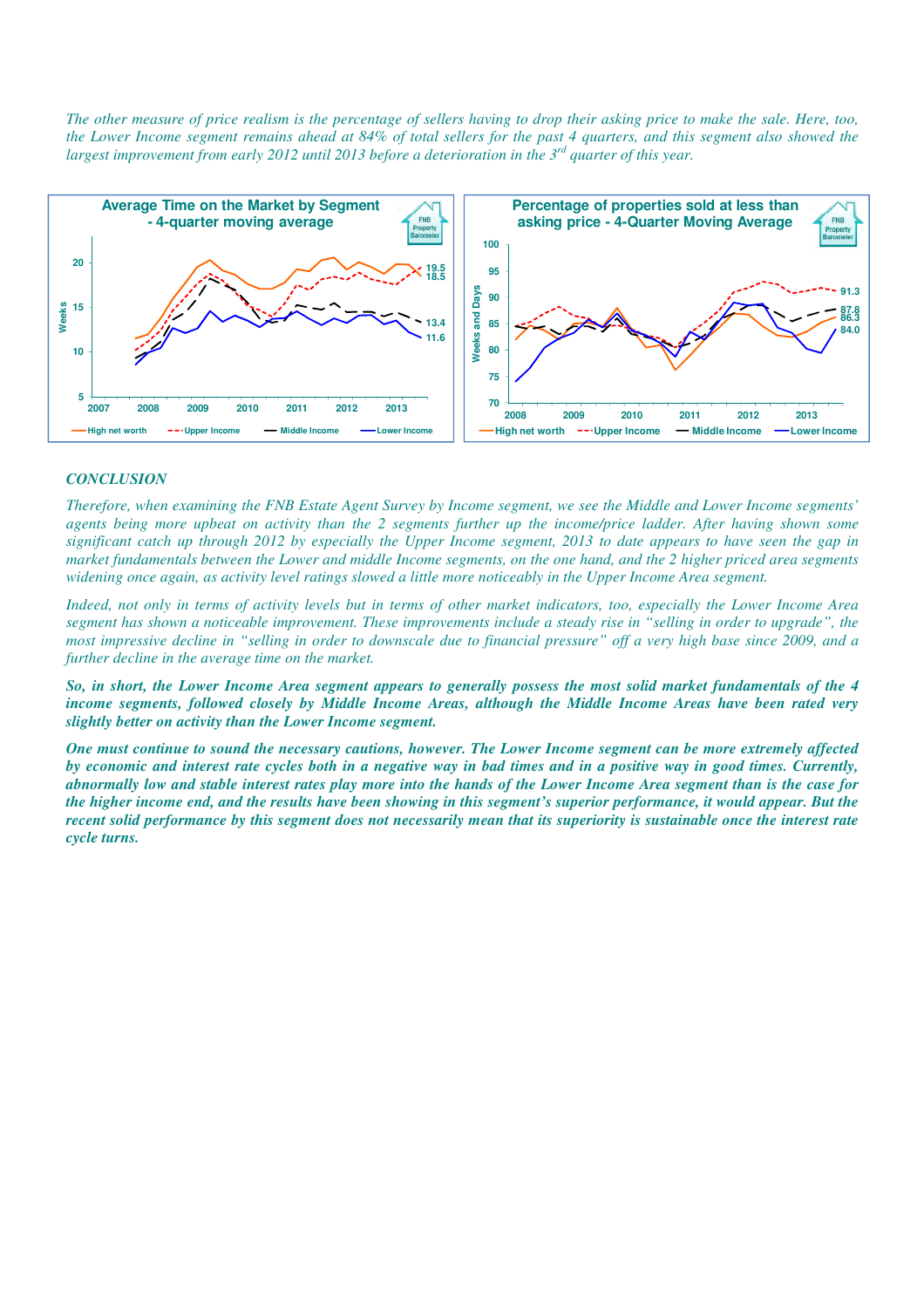*The other measure of price realism is the percentage of sellers having to drop their asking price to make the sale. Here, too, the Lower Income segment remains ahead at 84% of total sellers for the past 4 quarters, and this segment also showed the largest improvement from early 2012 until 2013 before a deterioration in the 3rd quarter of this year.*

**Average Time on the Market by Segment - 4-quarter moving average**

FNB Property Barometer

Weeks

20
15
10
5

2007 2008 2009 2010 2011 2012 2013

19.5
18.5
13.4
11.6

High net worth — Upper Income — Middle Income — Lower Income

**Percentage of properties sold at less than asking price - 4-Quarter Moving Average**

FNB Property Barometer

Weeks and Days

100
95
90
85
80
75
70

2008 2009 2010 2011 2012 2013

91.3
87.8
86.3
84.0

High net worth — Upper Income — Middle Income — Lower Income

## *CONCLUSION*

*Therefore, when examining the FNB Estate Agent Survey by Income segment, we see the Middle and Lower Income segments' agents being more upbeat on activity than the 2 segments further up the income/price ladder. After having shown some significant catch up through 2012 by especially the Upper Income segment, 2013 to date appears to have seen the gap in market fundamentals between the Lower and middle Income segments, on the one hand, and the 2 higher priced area segments widening once again, as activity level ratings slowed a little more noticeably in the Upper Income Area segment.*

*Indeed, not only in terms of activity levels but in terms of other market indicators, too, especially the Lower Income Area segment has shown a noticeable improvement. These improvements include a steady rise in "selling in order to upgrade", the most impressive decline in "selling in order to downscale due to financial pressure" off a very high base since 2009, and a further decline in the average time on the market.*

***So, in short, the Lower Income Area segment appears to generally possess the most solid market fundamentals of the 4 income segments, followed closely by Middle Income Areas, although the Middle Income Areas have been rated very slightly better on activity than the Lower Income segment.***

***One must continue to sound the necessary cautions, however. The Lower Income segment can be more extremely affected by economic and interest rate cycles both in a negative way in bad times and in a positive way in good times. Currently, abnormally low and stable interest rates play more into the hands of the Lower Income Area segment than is the case for the higher income end, and the results have been showing in this segment's superior performance, it would appear. But the recent solid performance by this segment does not necessarily mean that its superiority is sustainable once the interest rate cycle turns.***